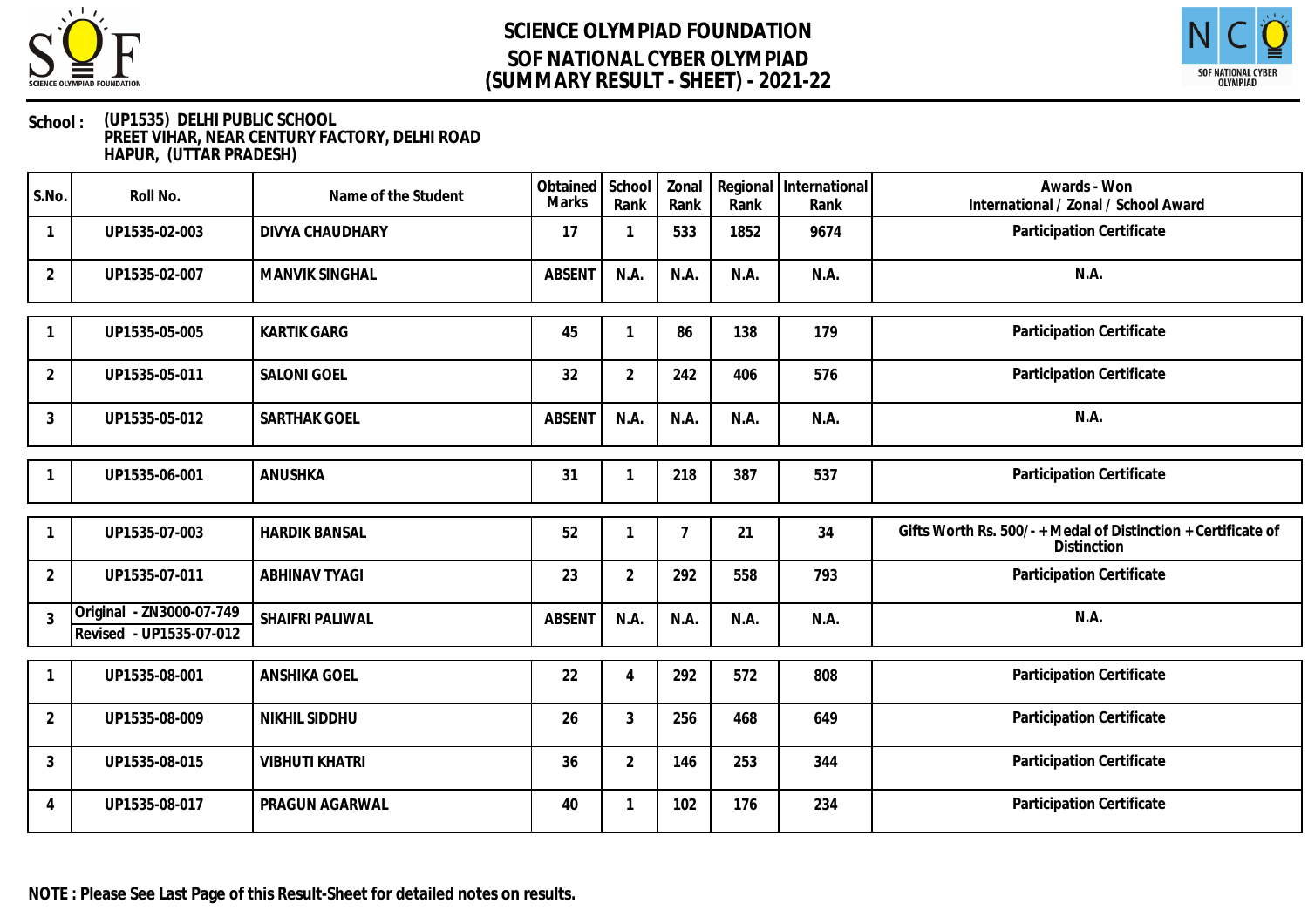# SCIENCE OLYMPIAD FOUNDATION
## SOF NATIONAL CYBER OLYMPIAD
## (SUMMARY RESULT - SHEET) - 2021-22

**School :** (UP1535) DELHI PUBLIC SCHOOL
PREET VIHAR, NEAR CENTURY FACTORY, DELHI ROAD
HAPUR, (UTTAR PRADESH)

| S.No. | Roll No. | Name of the Student | Obtained Marks | School Rank | Zonal Rank | Regional Rank | International Rank | Awards - Won International / Zonal / School Award |
|---|---|---|---|---|---|---|---|---|
| 1 | UP1535-02-003 | DIVYA CHAUDHARY | 17 | 1 | 533 | 1852 | 9674 | Participation Certificate |
| 2 | UP1535-02-007 | MANVIK SINGHAL | ABSENT | N.A. | N.A. | N.A. | N.A. | N.A. |
| 1 | UP1535-05-005 | KARTIK GARG | 45 | 1 | 86 | 138 | 179 | Participation Certificate |
| 2 | UP1535-05-011 | SALONI GOEL | 32 | 2 | 242 | 406 | 576 | Participation Certificate |
| 3 | UP1535-05-012 | SARTHAK GOEL | ABSENT | N.A. | N.A. | N.A. | N.A. | N.A. |
| 1 | UP1535-06-001 | ANUSHKA | 31 | 1 | 218 | 387 | 537 | Participation Certificate |
| 1 | UP1535-07-003 | HARDIK BANSAL | 52 | 1 | 7 | 21 | 34 | Gifts Worth Rs. 500/- + Medal of Distinction + Certificate of Distinction |
| 2 | UP1535-07-011 | ABHINAV TYAGI | 23 | 2 | 292 | 558 | 793 | Participation Certificate |
| 3 | Original - ZN3000-07-749 Revised - UP1535-07-012 | SHAIFRI PALIWAL | ABSENT | N.A. | N.A. | N.A. | N.A. | N.A. |
| 1 | UP1535-08-001 | ANSHIKA GOEL | 22 | 4 | 292 | 572 | 808 | Participation Certificate |
| 2 | UP1535-08-009 | NIKHIL SIDDHU | 26 | 3 | 256 | 468 | 649 | Participation Certificate |
| 3 | UP1535-08-015 | VIBHUTI KHATRI | 36 | 2 | 146 | 253 | 344 | Participation Certificate |
| 4 | UP1535-08-017 | PRAGUN AGARWAL | 40 | 1 | 102 | 176 | 234 | Participation Certificate |

**NOTE : Please See Last Page of this Result-Sheet for detailed notes on results.**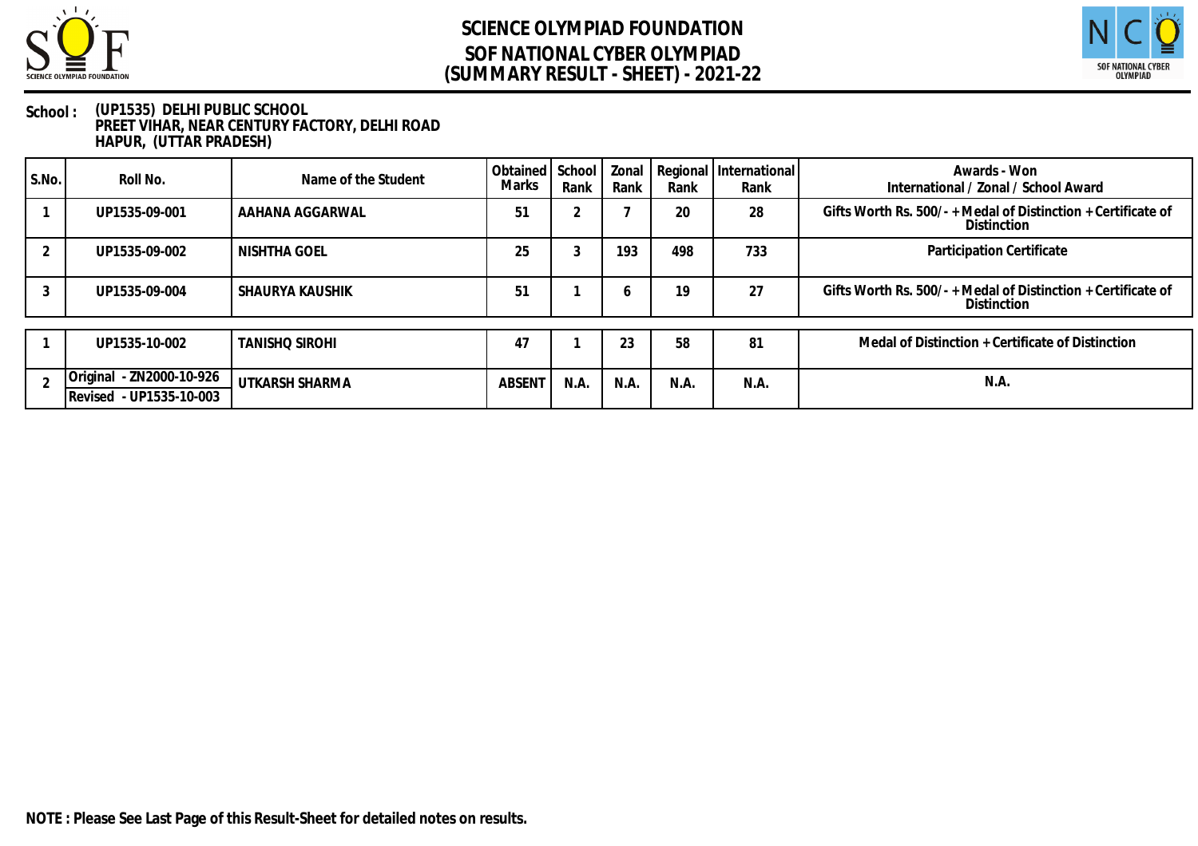# SCIENCE OLYMPIAD FOUNDATION
## SOF NATIONAL CYBER OLYMPIAD
## (SUMMARY RESULT - SHEET) - 2021-22

**School :** **(UP1535) DELHI PUBLIC SCHOOL**
**PREET VIHAR, NEAR CENTURY FACTORY, DELHI ROAD**
**HAPUR, (UTTAR PRADESH)**

| S.No. | Roll No. | Name of the Student | Obtained Marks | School Rank | Zonal Rank | Regional Rank | International Rank | Awards - Won International / Zonal / School Award |
|---|---|---|---|---|---|---|---|---|
| 1 | UP1535-09-001 | AAHANA AGGARWAL | 51 | 2 | 7 | 20 | 28 | Gifts Worth Rs. 500/- + Medal of Distinction + Certificate of Distinction |
| 2 | UP1535-09-002 | NISHTHA GOEL | 25 | 3 | 193 | 498 | 733 | Participation Certificate |
| 3 | UP1535-09-004 | SHAURYA KAUSHIK | 51 | 1 | 6 | 19 | 27 | Gifts Worth Rs. 500/- + Medal of Distinction + Certificate of Distinction |

| S.No. | Roll No. | Name of the Student | Obtained Marks | School Rank | Zonal Rank | Regional Rank | International Rank | Awards - Won International / Zonal / School Award |
|---|---|---|---|---|---|---|---|---|
| 1 | UP1535-10-002 | TANISHQ SIROHI | 47 | 1 | 23 | 58 | 81 | Medal of Distinction + Certificate of Distinction |
| 2 | Original - ZN2000-10-926<br>Revised - UP1535-10-003 | UTKARSH SHARMA | ABSENT | N.A. | N.A. | N.A. | N.A. | N.A. |

**NOTE : Please See Last Page of this Result-Sheet for detailed notes on results.**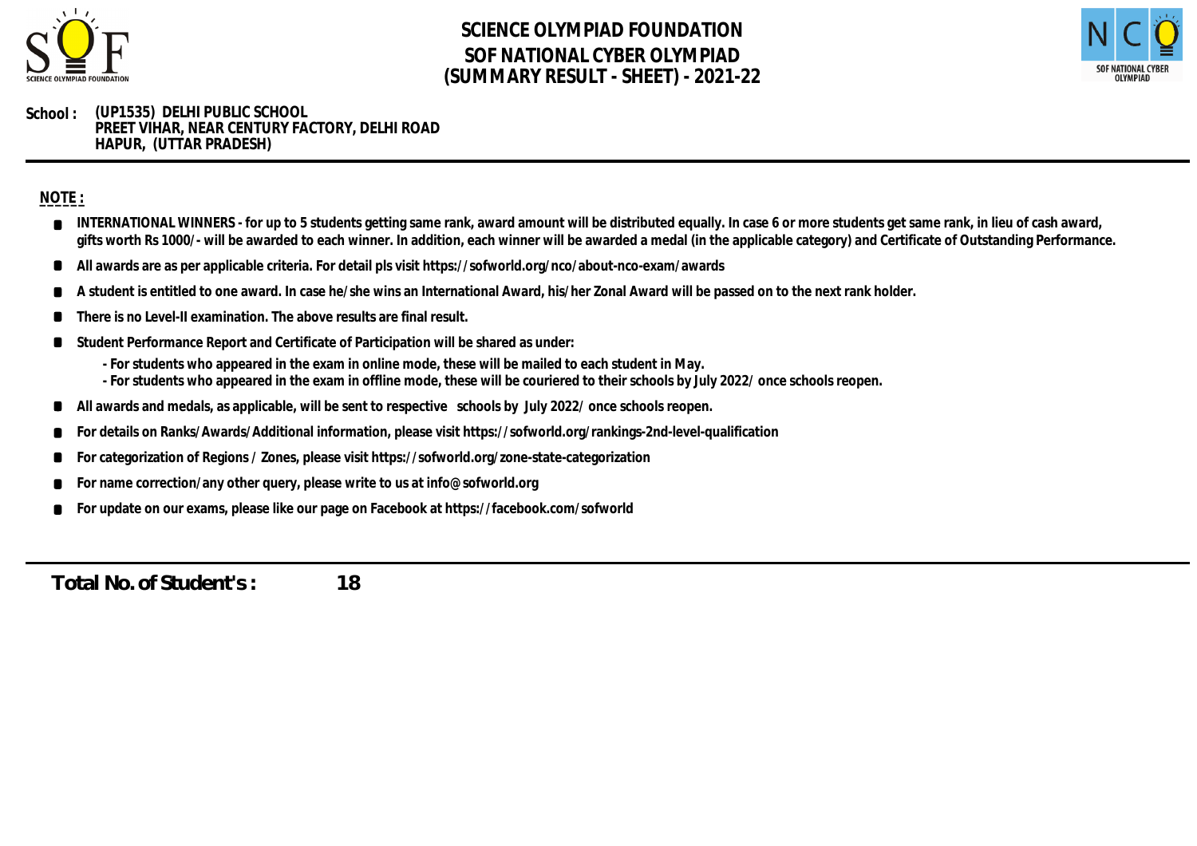# SCIENCE OLYMPIAD FOUNDATION
## SOF NATIONAL CYBER OLYMPIAD
## (SUMMARY RESULT - SHEET) - 2021-22

**School :** **(UP1535) DELHI PUBLIC SCHOOL**
**PREET VIHAR, NEAR CENTURY FACTORY, DELHI ROAD**
**HAPUR, (UTTAR PRADESH)**

**NOTE :**

- **INTERNATIONAL WINNERS - for up to 5 students getting same rank, award amount will be distributed equally. In case 6 or more students get same rank, in lieu of cash award, gifts worth Rs 1000/- will be awarded to each winner. In addition, each winner will be awarded a medal (in the applicable category) and Certificate of Outstanding Performance.**
- **All awards are as per applicable criteria. For detail pls visit https://sofworld.org/nco/about-nco-exam/awards**
- **A student is entitled to one award. In case he/she wins an International Award, his/her Zonal Award will be passed on to the next rank holder.**
- **There is no Level-II examination. The above results are final result.**
- **Student Performance Report and Certificate of Participation will be shared as under:**
  - **For students who appeared in the exam in online mode, these will be mailed to each student in May.**
  - **For students who appeared in the exam in offline mode, these will be couriered to their schools by July 2022/ once schools reopen.**
- **All awards and medals, as applicable, will be sent to respective schools by July 2022/ once schools reopen.**
- **For details on Ranks/Awards/Additional information, please visit https://sofworld.org/rankings-2nd-level-qualification**
- **For categorization of Regions / Zones, please visit https://sofworld.org/zone-state-categorization**
- **For name correction/any other query, please write to us at info@sofworld.org**
- **For update on our exams, please like our page on Facebook at https://facebook.com/sofworld**

**Total No. of Student's : 18**